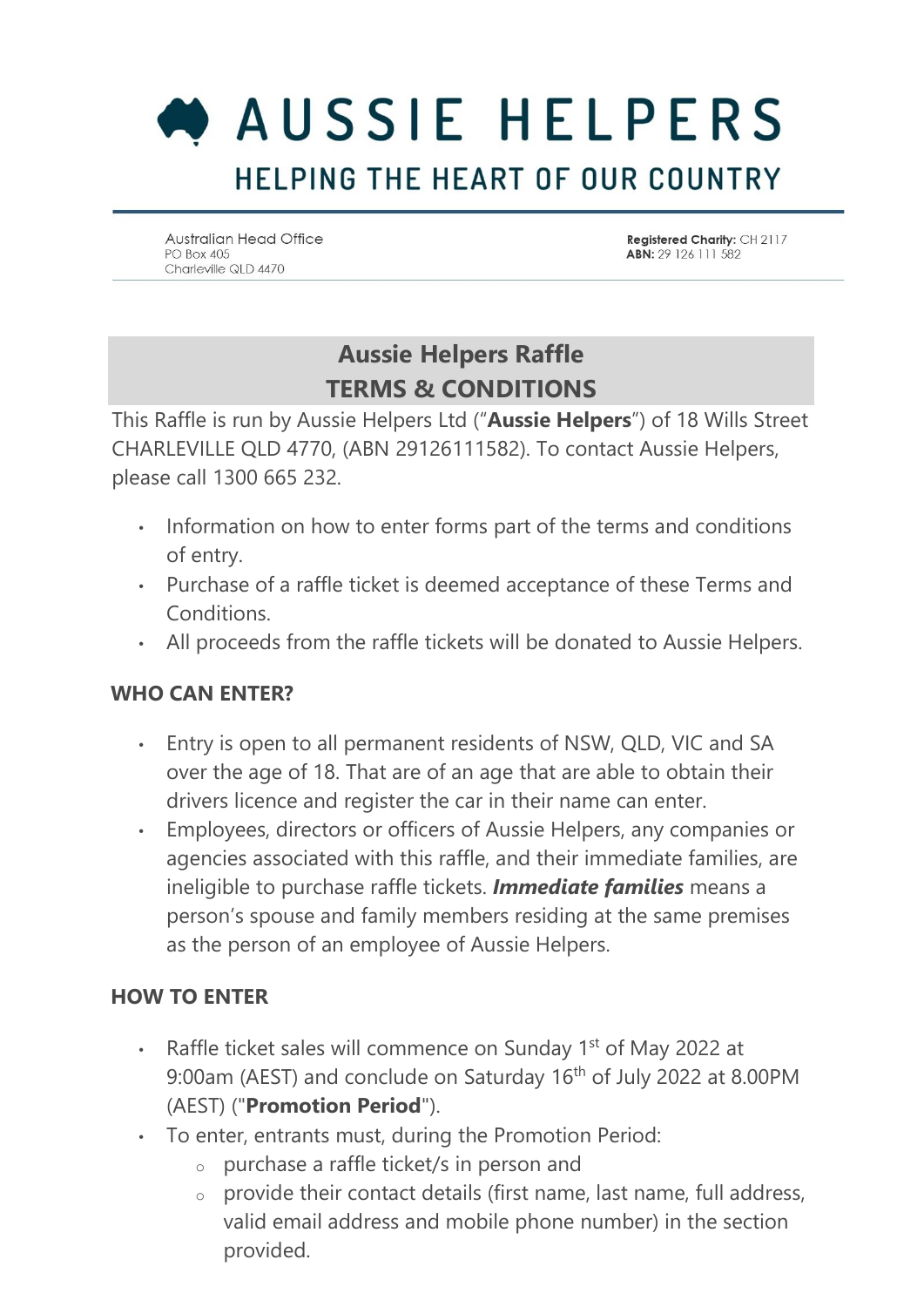# AUSSIE HELPERS

## HELPING THE HEART OF OUR COUNTRY

Australian Head Office
PO Box 405
Charleville QLD 4470

**Registered Charity:** CH 2117
**ABN:** 29 126 111 582

## Aussie Helpers Raffle
## TERMS & CONDITIONS

This Raffle is run by Aussie Helpers Ltd ("**Aussie Helpers**") of 18 Wills Street CHARLEVILLE QLD 4770, (ABN 29126111582). To contact Aussie Helpers, please call 1300 665 232.

- Information on how to enter forms part of the terms and conditions of entry.
- Purchase of a raffle ticket is deemed acceptance of these Terms and Conditions.
- All proceeds from the raffle tickets will be donated to Aussie Helpers.

### WHO CAN ENTER?

- Entry is open to all permanent residents of NSW, QLD, VIC and SA over the age of 18. That are of an age that are able to obtain their drivers licence and register the car in their name can enter.
- Employees, directors or officers of Aussie Helpers, any companies or agencies associated with this raffle, and their immediate families, are ineligible to purchase raffle tickets. ***Immediate families*** means a person's spouse and family members residing at the same premises as the person of an employee of Aussie Helpers.

### HOW TO ENTER

- Raffle ticket sales will commence on Sunday 1st of May 2022 at 9:00am (AEST) and conclude on Saturday 16th of July 2022 at 8.00PM (AEST) ("**Promotion Period**").
- To enter, entrants must, during the Promotion Period:
  - purchase a raffle ticket/s in person and
  - provide their contact details (first name, last name, full address, valid email address and mobile phone number) in the section provided.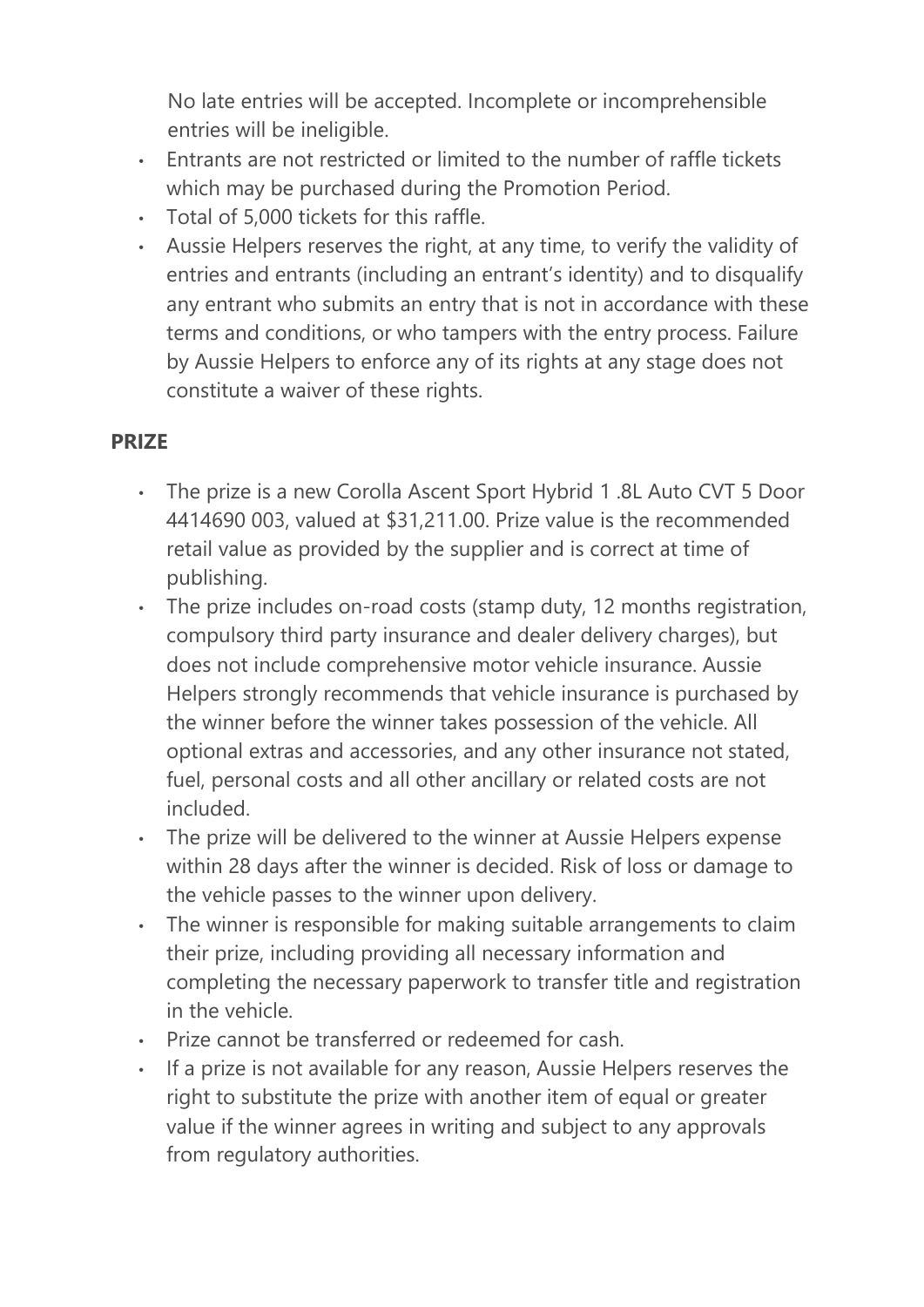No late entries will be accepted. Incomplete or incomprehensible entries will be ineligible.

- Entrants are not restricted or limited to the number of raffle tickets which may be purchased during the Promotion Period.
- Total of 5,000 tickets for this raffle.
- Aussie Helpers reserves the right, at any time, to verify the validity of entries and entrants (including an entrant's identity) and to disqualify any entrant who submits an entry that is not in accordance with these terms and conditions, or who tampers with the entry process. Failure by Aussie Helpers to enforce any of its rights at any stage does not constitute a waiver of these rights.

**PRIZE**

- The prize is a new Corolla Ascent Sport Hybrid 1 .8L Auto CVT 5 Door 4414690 003, valued at $31,211.00. Prize value is the recommended retail value as provided by the supplier and is correct at time of publishing.
- The prize includes on-road costs (stamp duty, 12 months registration, compulsory third party insurance and dealer delivery charges), but does not include comprehensive motor vehicle insurance. Aussie Helpers strongly recommends that vehicle insurance is purchased by the winner before the winner takes possession of the vehicle. All optional extras and accessories, and any other insurance not stated, fuel, personal costs and all other ancillary or related costs are not included.
- The prize will be delivered to the winner at Aussie Helpers expense within 28 days after the winner is decided. Risk of loss or damage to the vehicle passes to the winner upon delivery.
- The winner is responsible for making suitable arrangements to claim their prize, including providing all necessary information and completing the necessary paperwork to transfer title and registration in the vehicle.
- Prize cannot be transferred or redeemed for cash.
- If a prize is not available for any reason, Aussie Helpers reserves the right to substitute the prize with another item of equal or greater value if the winner agrees in writing and subject to any approvals from regulatory authorities.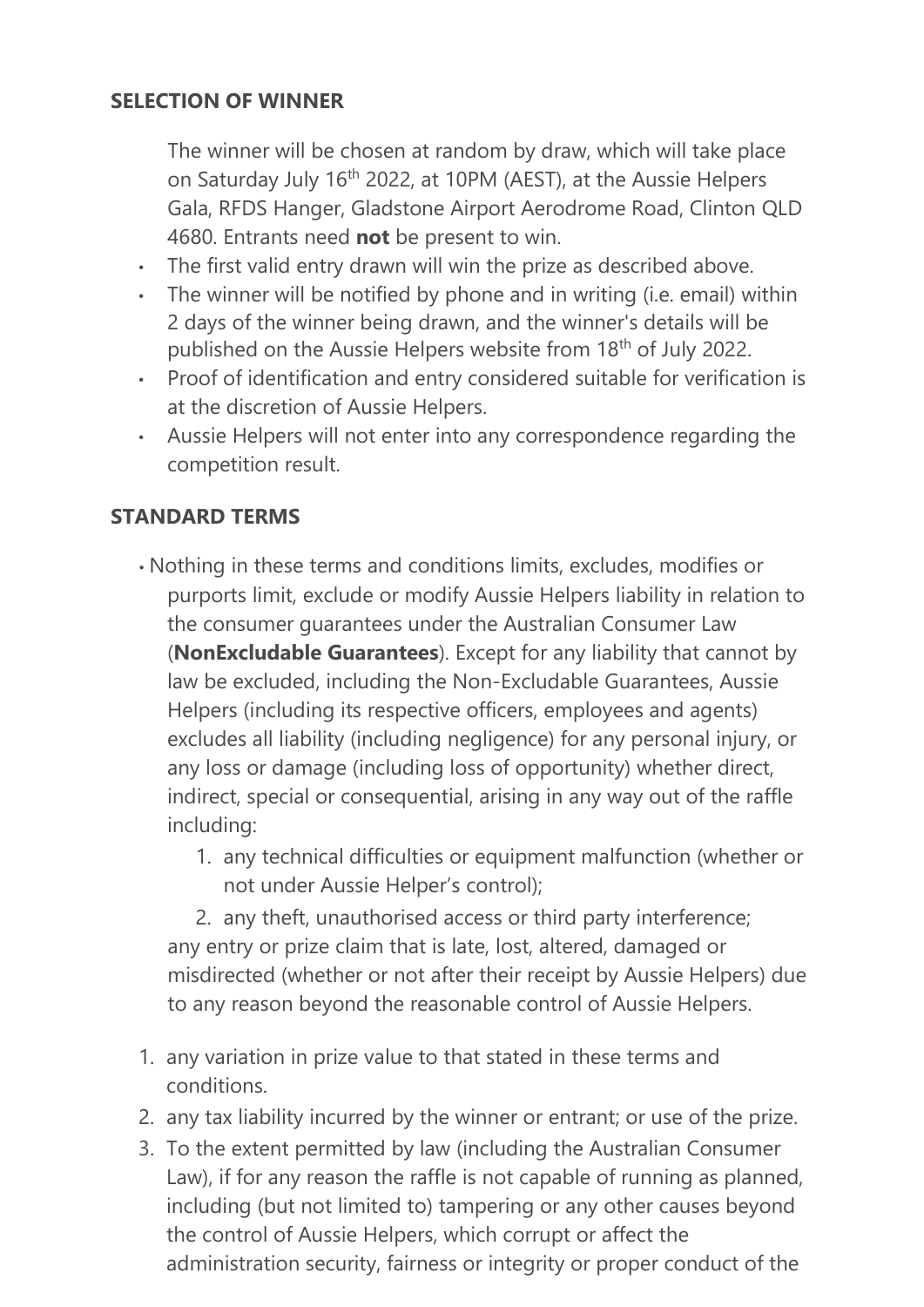**SELECTION OF WINNER**

The winner will be chosen at random by draw, which will take place on Saturday July 16th 2022, at 10PM (AEST), at the Aussie Helpers Gala, RFDS Hanger, Gladstone Airport Aerodrome Road, Clinton QLD 4680. Entrants need **not** be present to win.

- The first valid entry drawn will win the prize as described above.
- The winner will be notified by phone and in writing (i.e. email) within 2 days of the winner being drawn, and the winner's details will be published on the Aussie Helpers website from 18th of July 2022.
- Proof of identification and entry considered suitable for verification is at the discretion of Aussie Helpers.
- Aussie Helpers will not enter into any correspondence regarding the competition result.

**STANDARD TERMS**

- Nothing in these terms and conditions limits, excludes, modifies or purports limit, exclude or modify Aussie Helpers liability in relation to the consumer guarantees under the Australian Consumer Law (**NonExcludable Guarantees**). Except for any liability that cannot by law be excluded, including the Non-Excludable Guarantees, Aussie Helpers (including its respective officers, employees and agents) excludes all liability (including negligence) for any personal injury, or any loss or damage (including loss of opportunity) whether direct, indirect, special or consequential, arising in any way out of the raffle including:
    1. any technical difficulties or equipment malfunction (whether or not under Aussie Helper's control);
    2. any theft, unauthorised access or third party interference;

  any entry or prize claim that is late, lost, altered, damaged or misdirected (whether or not after their receipt by Aussie Helpers) due to any reason beyond the reasonable control of Aussie Helpers.

1. any variation in prize value to that stated in these terms and conditions.
2. any tax liability incurred by the winner or entrant; or use of the prize.
3. To the extent permitted by law (including the Australian Consumer Law), if for any reason the raffle is not capable of running as planned, including (but not limited to) tampering or any other causes beyond the control of Aussie Helpers, which corrupt or affect the administration security, fairness or integrity or proper conduct of the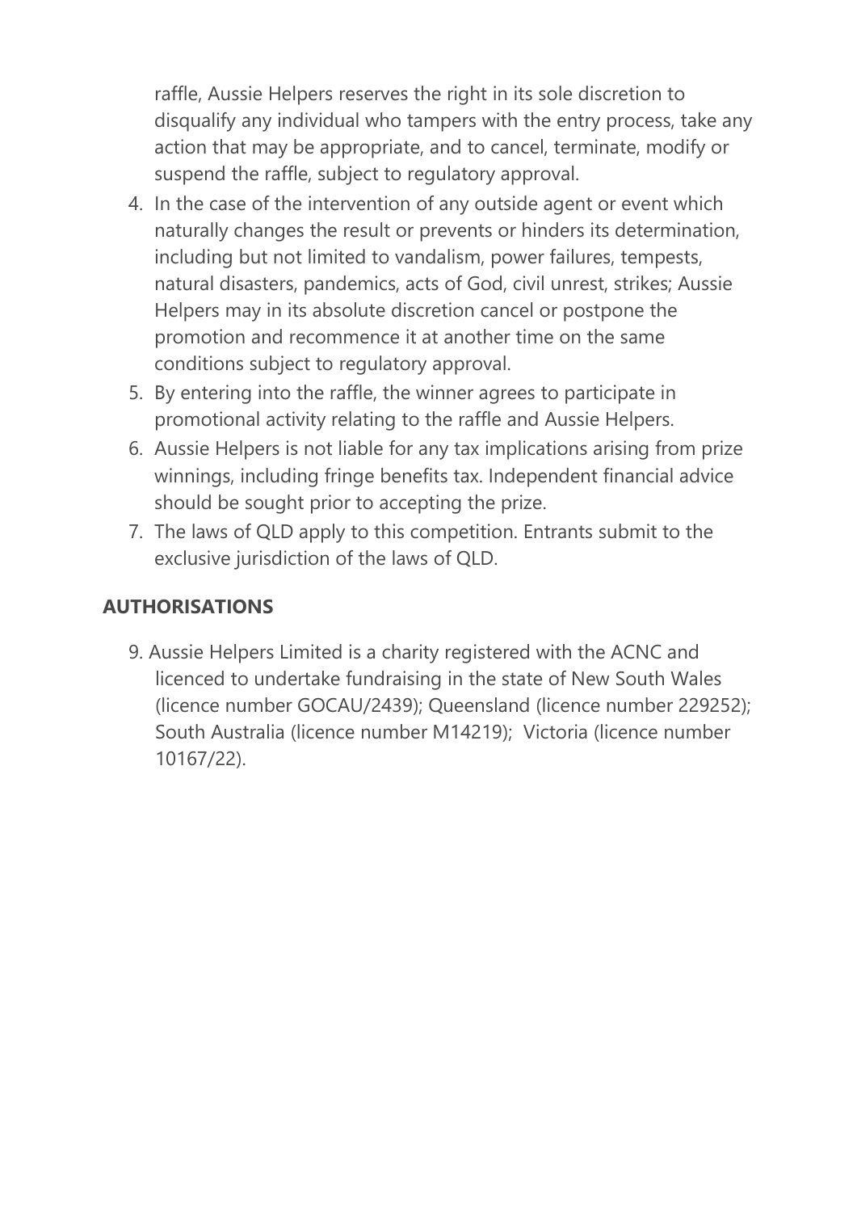raffle, Aussie Helpers reserves the right in its sole discretion to disqualify any individual who tampers with the entry process, take any action that may be appropriate, and to cancel, terminate, modify or suspend the raffle, subject to regulatory approval.

4. In the case of the intervention of any outside agent or event which naturally changes the result or prevents or hinders its determination, including but not limited to vandalism, power failures, tempests, natural disasters, pandemics, acts of God, civil unrest, strikes; Aussie Helpers may in its absolute discretion cancel or postpone the promotion and recommence it at another time on the same conditions subject to regulatory approval.
5. By entering into the raffle, the winner agrees to participate in promotional activity relating to the raffle and Aussie Helpers.
6. Aussie Helpers is not liable for any tax implications arising from prize winnings, including fringe benefits tax. Independent financial advice should be sought prior to accepting the prize.
7. The laws of QLD apply to this competition. Entrants submit to the exclusive jurisdiction of the laws of QLD.

## AUTHORISATIONS

9. Aussie Helpers Limited is a charity registered with the ACNC and licenced to undertake fundraising in the state of New South Wales (licence number GOCAU/2439); Queensland (licence number 229252); South Australia (licence number M14219); Victoria (licence number 10167/22).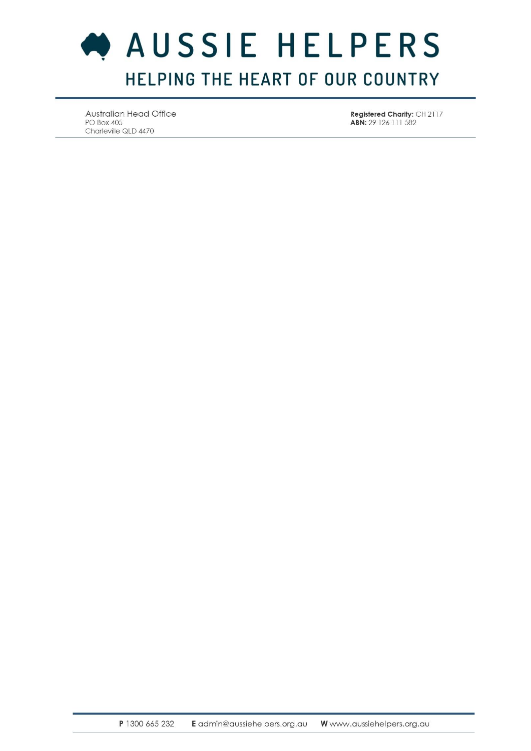# AUSSIE HELPERS

## HELPING THE HEART OF OUR COUNTRY

Australian Head Office
PO Box 405
Charleville QLD 4470

**Registered Charity:** CH 2117
**ABN:** 29 126 111 582

**P** 1300 665 232 **E** admin@aussiehelpers.org.au **W** www.aussiehelpers.org.au